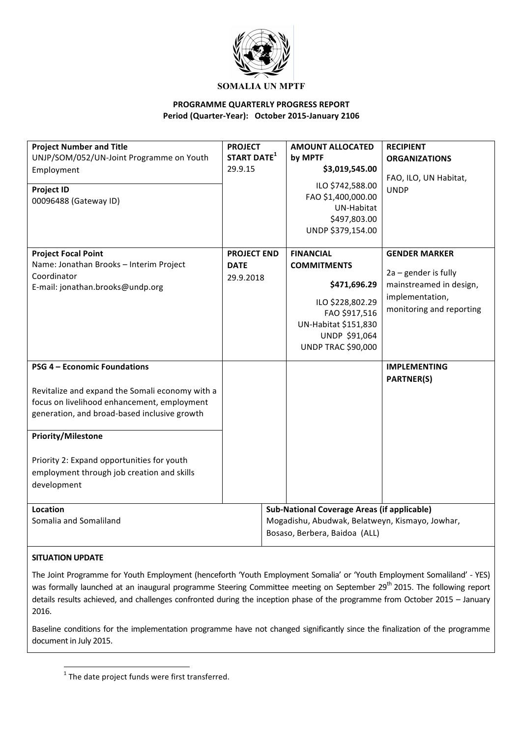**SOMALIA UN MPTF**

**PROGRAMME QUARTERLY PROGRESS REPORT**
**Period (Quarter-Year): October 2015-January 2106**

| **Project Number and Title**<br>UNJP/SOM/052/UN-Joint Programme on Youth Employment<br><br>**Project ID**<br>00096488 (Gateway ID) | **PROJECT START DATE**[1]<br>29.9.15 | **AMOUNT ALLOCATED by MPTF**<br>**$3,019,545.00**<br>ILO $742,588.00<br>FAO $1,400,000.00<br>UN-Habitat $497,803.00<br>UNDP $379,154.00 | **RECIPIENT ORGANIZATIONS**<br>FAO, ILO, UN Habitat, UNDP |
|---|---|---|---|
| **Project Focal Point**<br>Name: Jonathan Brooks – Interim Project Coordinator<br>E-mail: jonathan.brooks@undp.org | **PROJECT END DATE**<br>29.9.2018 | **FINANCIAL COMMITMENTS**<br>**$471,696.29**<br>ILO $228,802.29<br>FAO $917,516<br>UN-Habitat $151,830<br>UNDP $91,064<br>UNDP TRAC $90,000 | **GENDER MARKER**<br>2a – gender is fully mainstreamed in design, implementation, monitoring and reporting |
| **PSG 4 – Economic Foundations**<br><br>Revitalize and expand the Somali economy with a focus on livelihood enhancement, employment generation, and broad-based inclusive growth<br><br>**Priority/Milestone**<br><br>Priority 2: Expand opportunities for youth employment through job creation and skills development | | | **IMPLEMENTING PARTNER(S)** |
| **Location**<br>Somalia and Somaliland | **Sub-National Coverage Areas (if applicable)**<br>Mogadishu, Abudwak, Belatweyn, Kismayo, Jowhar, Bosaso, Berbera, Baidoa (ALL) | | |

**SITUATION UPDATE**

The Joint Programme for Youth Employment (henceforth 'Youth Employment Somalia' or 'Youth Employment Somaliland' - YES) was formally launched at an inaugural programme Steering Committee meeting on September 29th 2015. The following report details results achieved, and challenges confronted during the inception phase of the programme from October 2015 – January 2016.

Baseline conditions for the implementation programme have not changed significantly since the finalization of the programme document in July 2015.

[1] The date project funds were first transferred.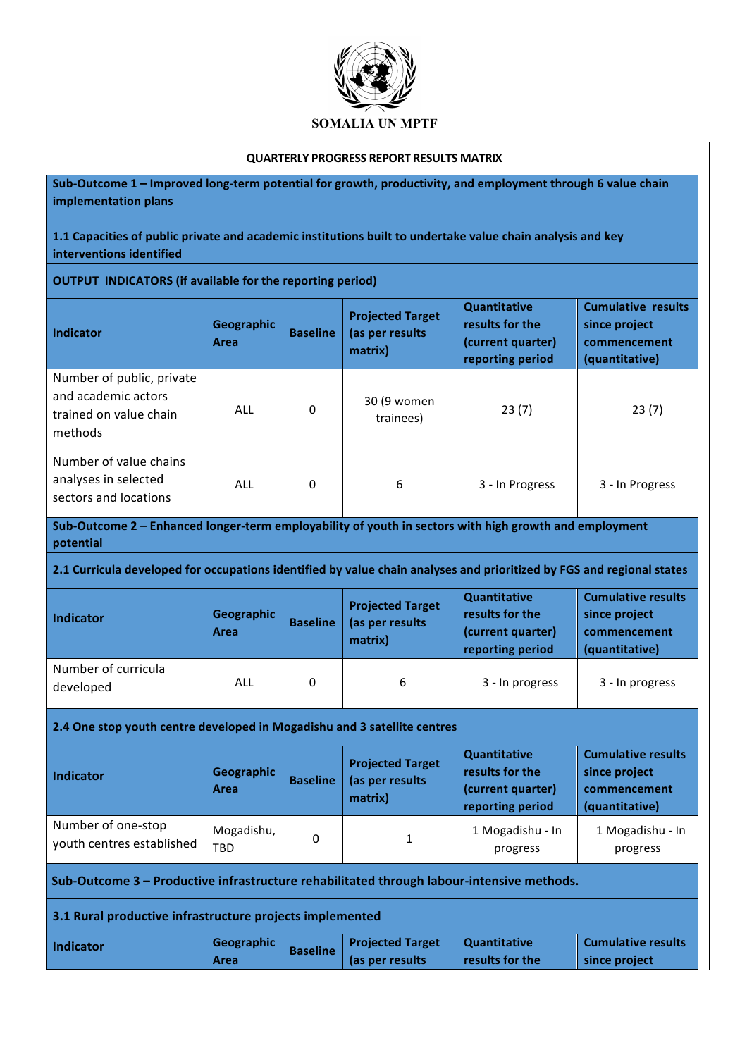SOMALIA UN MPTF

**QUARTERLY PROGRESS REPORT RESULTS MATRIX**

**Sub-Outcome 1 – Improved long-term potential for growth, productivity, and employment through 6 value chain implementation plans**

**1.1 Capacities of public private and academic institutions built to undertake value chain analysis and key interventions identified**

**OUTPUT INDICATORS (if available for the reporting period)**

| Indicator | Geographic Area | Baseline | Projected Target (as per results matrix) | Quantitative results for the (current quarter) reporting period | Cumulative results since project commencement (quantitative) |
|---|---|---|---|---|---|
| Number of public, private and academic actors trained on value chain methods | ALL | 0 | 30 (9 women trainees) | 23 (7) | 23 (7) |
| Number of value chains analyses in selected sectors and locations | ALL | 0 | 6 | 3 - In Progress | 3 - In Progress |

**Sub-Outcome 2 – Enhanced longer-term employability of youth in sectors with high growth and employment potential**

**2.1 Curricula developed for occupations identified by value chain analyses and prioritized by FGS and regional states**

| Indicator | Geographic Area | Baseline | Projected Target (as per results matrix) | Quantitative results for the (current quarter) reporting period | Cumulative results since project commencement (quantitative) |
|---|---|---|---|---|---|
| Number of curricula developed | ALL | 0 | 6 | 3 - In progress | 3 - In progress |

**2.4 One stop youth centre developed in Mogadishu and 3 satellite centres**

| Indicator | Geographic Area | Baseline | Projected Target (as per results matrix) | Quantitative results for the (current quarter) reporting period | Cumulative results since project commencement (quantitative) |
|---|---|---|---|---|---|
| Number of one-stop youth centres established | Mogadishu, TBD | 0 | 1 | 1 Mogadishu - In progress | 1 Mogadishu - In progress |

**Sub-Outcome 3 – Productive infrastructure rehabilitated through labour-intensive methods.**

**3.1 Rural productive infrastructure projects implemented**

| Indicator | Geographic Area | Baseline | Projected Target (as per results | Quantitative results for the | Cumulative results since project |
|---|---|---|---|---|---|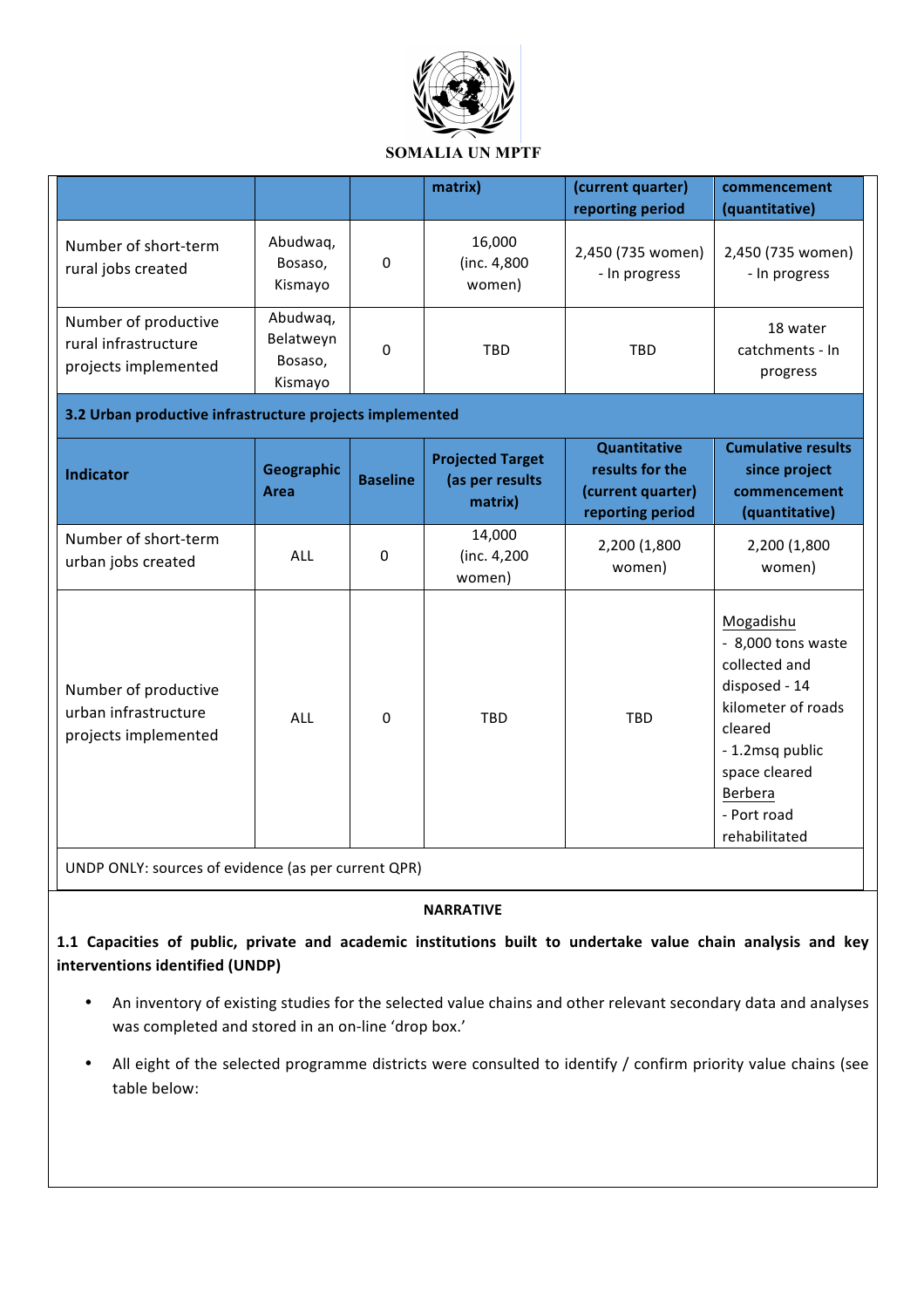| | | | matrix) | (current quarter) reporting period | commencement (quantitative) |
|---|---|---|---|---|---|
| Number of short-term rural jobs created | Abudwaq, Bosaso, Kismayo | 0 | 16,000 (inc. 4,800 women) | 2,450 (735 women) - In progress | 2,450 (735 women) - In progress |
| Number of productive rural infrastructure projects implemented | Abudwaq, Belatweyn Bosaso, Kismayo | 0 | TBD | TBD | 18 water catchments - In progress |
| **3.2 Urban productive infrastructure projects implemented** | | | | | |
| **Indicator** | **Geographic Area** | **Baseline** | **Projected Target (as per results matrix)** | **Quantitative results for the (current quarter) reporting period** | **Cumulative results since project commencement (quantitative)** |
| Number of short-term urban jobs created | ALL | 0 | 14,000 (inc. 4,200 women) | 2,200 (1,800 women) | 2,200 (1,800 women) |
| Number of productive urban infrastructure projects implemented | ALL | 0 | TBD | TBD | Mogadishu - 8,000 tons waste collected and disposed - 14 kilometer of roads cleared - 1.2msq public space cleared Berbera - Port road rehabilitated |
| UNDP ONLY: sources of evidence (as per current QPR) | | | | | |

**NARRATIVE**

**1.1 Capacities of public, private and academic institutions built to undertake value chain analysis and key interventions identified (UNDP)**

- An inventory of existing studies for the selected value chains and other relevant secondary data and analyses was completed and stored in an on-line 'drop box.'
- All eight of the selected programme districts were consulted to identify / confirm priority value chains (see table below: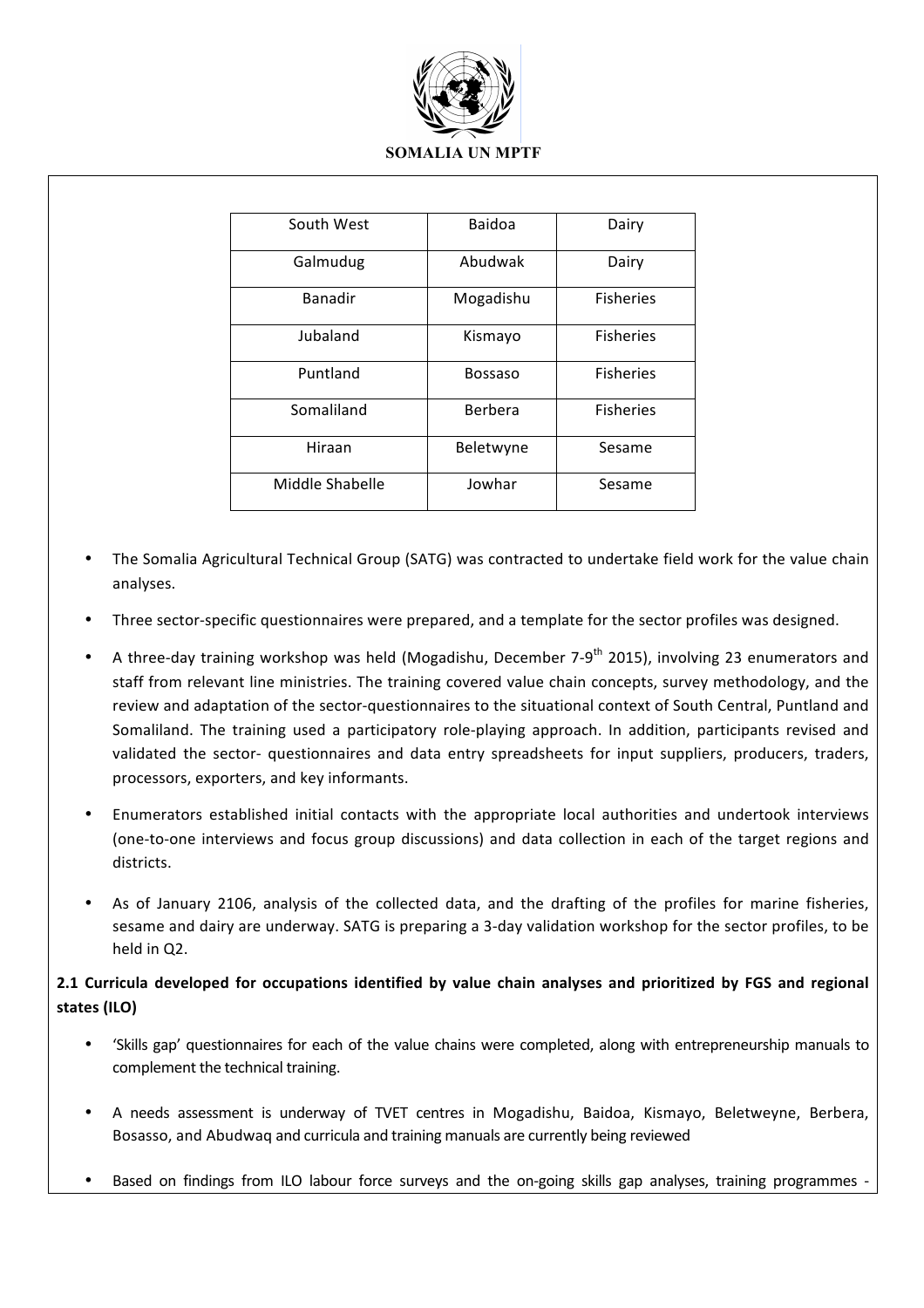| South West | Baidoa | Dairy |
| --- | --- | --- |
| Galmudug | Abudwak | Dairy |
| Banadir | Mogadishu | Fisheries |
| Jubaland | Kismayo | Fisheries |
| Puntland | Bossaso | Fisheries |
| Somaliland | Berbera | Fisheries |
| Hiraan | Beletwyne | Sesame |
| Middle Shabelle | Jowhar | Sesame |

- The Somalia Agricultural Technical Group (SATG) was contracted to undertake field work for the value chain analyses.
- Three sector-specific questionnaires were prepared, and a template for the sector profiles was designed.
- A three-day training workshop was held (Mogadishu, December 7-9th 2015), involving 23 enumerators and staff from relevant line ministries. The training covered value chain concepts, survey methodology, and the review and adaptation of the sector-questionnaires to the situational context of South Central, Puntland and Somaliland. The training used a participatory role-playing approach. In addition, participants revised and validated the sector- questionnaires and data entry spreadsheets for input suppliers, producers, traders, processors, exporters, and key informants.
- Enumerators established initial contacts with the appropriate local authorities and undertook interviews (one-to-one interviews and focus group discussions) and data collection in each of the target regions and districts.
- As of January 2106, analysis of the collected data, and the drafting of the profiles for marine fisheries, sesame and dairy are underway. SATG is preparing a 3-day validation workshop for the sector profiles, to be held in Q2.

**2.1 Curricula developed for occupations identified by value chain analyses and prioritized by FGS and regional states (ILO)**

- 'Skills gap' questionnaires for each of the value chains were completed, along with entrepreneurship manuals to complement the technical training.
- A needs assessment is underway of TVET centres in Mogadishu, Baidoa, Kismayo, Beletweyne, Berbera, Bosasso, and Abudwaq and curricula and training manuals are currently being reviewed
- Based on findings from ILO labour force surveys and the on-going skills gap analyses, training programmes -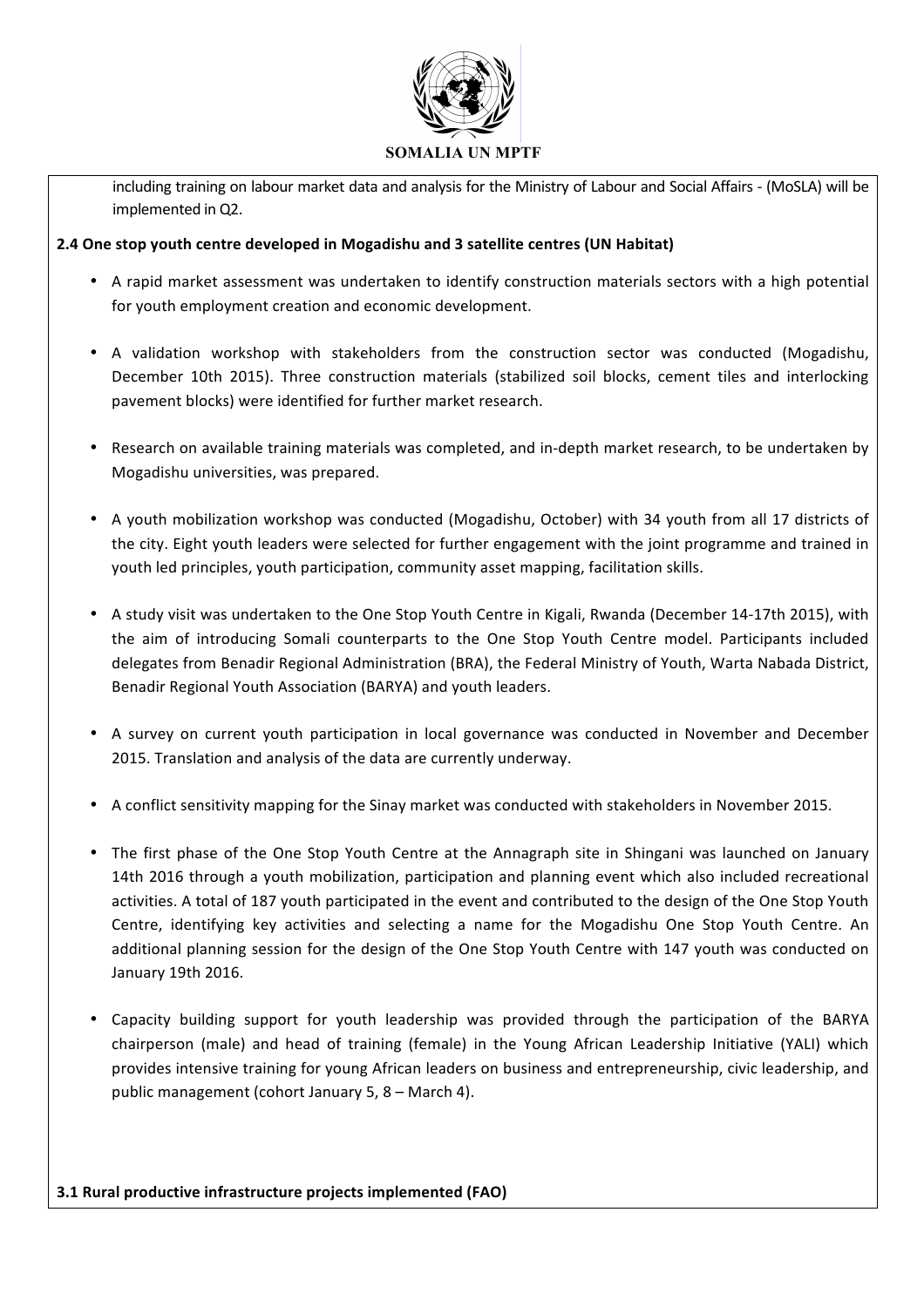including training on labour market data and analysis for the Ministry of Labour and Social Affairs - (MoSLA) will be implemented in Q2.

**2.4 One stop youth centre developed in Mogadishu and 3 satellite centres (UN Habitat)**

- A rapid market assessment was undertaken to identify construction materials sectors with a high potential for youth employment creation and economic development.

- A validation workshop with stakeholders from the construction sector was conducted (Mogadishu, December 10th 2015). Three construction materials (stabilized soil blocks, cement tiles and interlocking pavement blocks) were identified for further market research.

- Research on available training materials was completed, and in-depth market research, to be undertaken by Mogadishu universities, was prepared.

- A youth mobilization workshop was conducted (Mogadishu, October) with 34 youth from all 17 districts of the city. Eight youth leaders were selected for further engagement with the joint programme and trained in youth led principles, youth participation, community asset mapping, facilitation skills.

- A study visit was undertaken to the One Stop Youth Centre in Kigali, Rwanda (December 14-17th 2015), with the aim of introducing Somali counterparts to the One Stop Youth Centre model. Participants included delegates from Benadir Regional Administration (BRA), the Federal Ministry of Youth, Warta Nabada District, Benadir Regional Youth Association (BARYA) and youth leaders.

- A survey on current youth participation in local governance was conducted in November and December 2015. Translation and analysis of the data are currently underway.

- A conflict sensitivity mapping for the Sinay market was conducted with stakeholders in November 2015.

- The first phase of the One Stop Youth Centre at the Annagraph site in Shingani was launched on January 14th 2016 through a youth mobilization, participation and planning event which also included recreational activities. A total of 187 youth participated in the event and contributed to the design of the One Stop Youth Centre, identifying key activities and selecting a name for the Mogadishu One Stop Youth Centre. An additional planning session for the design of the One Stop Youth Centre with 147 youth was conducted on January 19th 2016.

- Capacity building support for youth leadership was provided through the participation of the BARYA chairperson (male) and head of training (female) in the Young African Leadership Initiative (YALI) which provides intensive training for young African leaders on business and entrepreneurship, civic leadership, and public management (cohort January 5, 8 – March 4).

**3.1 Rural productive infrastructure projects implemented (FAO)**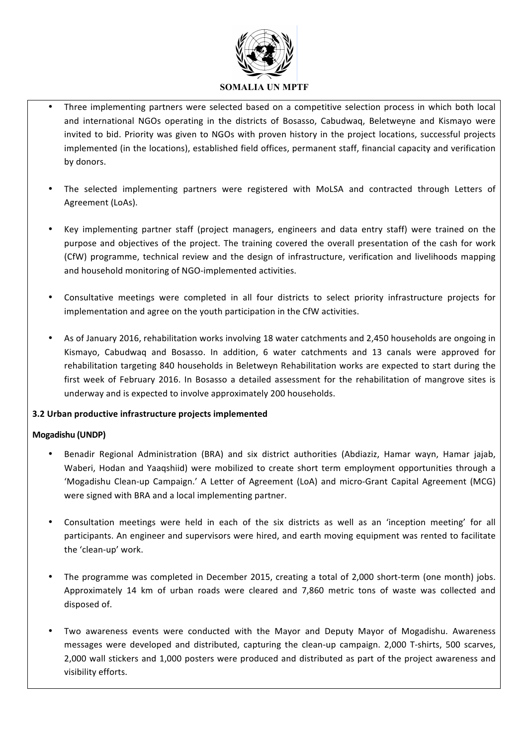- Three implementing partners were selected based on a competitive selection process in which both local and international NGOs operating in the districts of Bosasso, Cabudwaq, Beletweyne and Kismayo were invited to bid. Priority was given to NGOs with proven history in the project locations, successful projects implemented (in the locations), established field offices, permanent staff, financial capacity and verification by donors.

- The selected implementing partners were registered with MoLSA and contracted through Letters of Agreement (LoAs).

- Key implementing partner staff (project managers, engineers and data entry staff) were trained on the purpose and objectives of the project. The training covered the overall presentation of the cash for work (CfW) programme, technical review and the design of infrastructure, verification and livelihoods mapping and household monitoring of NGO-implemented activities.

- Consultative meetings were completed in all four districts to select priority infrastructure projects for implementation and agree on the youth participation in the CfW activities.

- As of January 2016, rehabilitation works involving 18 water catchments and 2,450 households are ongoing in Kismayo, Cabudwaq and Bosasso. In addition, 6 water catchments and 13 canals were approved for rehabilitation targeting 840 households in Beletweyn Rehabilitation works are expected to start during the first week of February 2016. In Bosasso a detailed assessment for the rehabilitation of mangrove sites is underway and is expected to involve approximately 200 households.

**3.2 Urban productive infrastructure projects implemented**

**Mogadishu (UNDP)**

- Benadir Regional Administration (BRA) and six district authorities (Abdiaziz, Hamar wayn, Hamar jajab, Waberi, Hodan and Yaaqshiid) were mobilized to create short term employment opportunities through a 'Mogadishu Clean-up Campaign.' A Letter of Agreement (LoA) and micro-Grant Capital Agreement (MCG) were signed with BRA and a local implementing partner.

- Consultation meetings were held in each of the six districts as well as an 'inception meeting' for all participants. An engineer and supervisors were hired, and earth moving equipment was rented to facilitate the 'clean-up' work.

- The programme was completed in December 2015, creating a total of 2,000 short-term (one month) jobs. Approximately 14 km of urban roads were cleared and 7,860 metric tons of waste was collected and disposed of.

- Two awareness events were conducted with the Mayor and Deputy Mayor of Mogadishu. Awareness messages were developed and distributed, capturing the clean-up campaign. 2,000 T-shirts, 500 scarves, 2,000 wall stickers and 1,000 posters were produced and distributed as part of the project awareness and visibility efforts.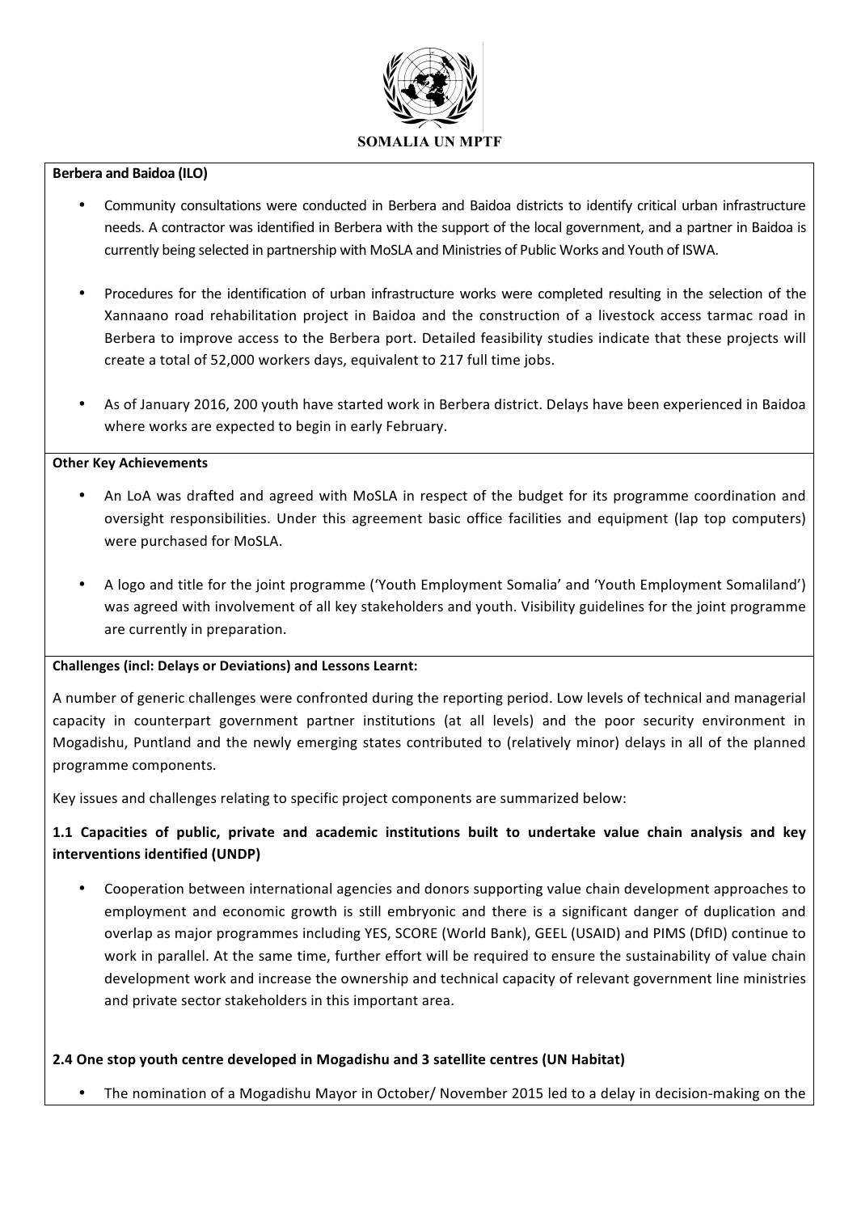**Berbera and Baidoa (ILO)**

- Community consultations were conducted in Berbera and Baidoa districts to identify critical urban infrastructure needs. A contractor was identified in Berbera with the support of the local government, and a partner in Baidoa is currently being selected in partnership with MoSLA and Ministries of Public Works and Youth of ISWA.
- Procedures for the identification of urban infrastructure works were completed resulting in the selection of the Xannaano road rehabilitation project in Baidoa and the construction of a livestock access tarmac road in Berbera to improve access to the Berbera port. Detailed feasibility studies indicate that these projects will create a total of 52,000 workers days, equivalent to 217 full time jobs.
- As of January 2016, 200 youth have started work in Berbera district. Delays have been experienced in Baidoa where works are expected to begin in early February.

**Other Key Achievements**

- An LoA was drafted and agreed with MoSLA in respect of the budget for its programme coordination and oversight responsibilities. Under this agreement basic office facilities and equipment (lap top computers) were purchased for MoSLA.
- A logo and title for the joint programme ('Youth Employment Somalia' and 'Youth Employment Somaliland') was agreed with involvement of all key stakeholders and youth. Visibility guidelines for the joint programme are currently in preparation.

**Challenges (incl: Delays or Deviations) and Lessons Learnt:**

A number of generic challenges were confronted during the reporting period. Low levels of technical and managerial capacity in counterpart government partner institutions (at all levels) and the poor security environment in Mogadishu, Puntland and the newly emerging states contributed to (relatively minor) delays in all of the planned programme components.

Key issues and challenges relating to specific project components are summarized below:

**1.1 Capacities of public, private and academic institutions built to undertake value chain analysis and key interventions identified (UNDP)**

- Cooperation between international agencies and donors supporting value chain development approaches to employment and economic growth is still embryonic and there is a significant danger of duplication and overlap as major programmes including YES, SCORE (World Bank), GEEL (USAID) and PIMS (DfID) continue to work in parallel. At the same time, further effort will be required to ensure the sustainability of value chain development work and increase the ownership and technical capacity of relevant government line ministries and private sector stakeholders in this important area.

**2.4 One stop youth centre developed in Mogadishu and 3 satellite centres (UN Habitat)**

- The nomination of a Mogadishu Mayor in October/ November 2015 led to a delay in decision-making on the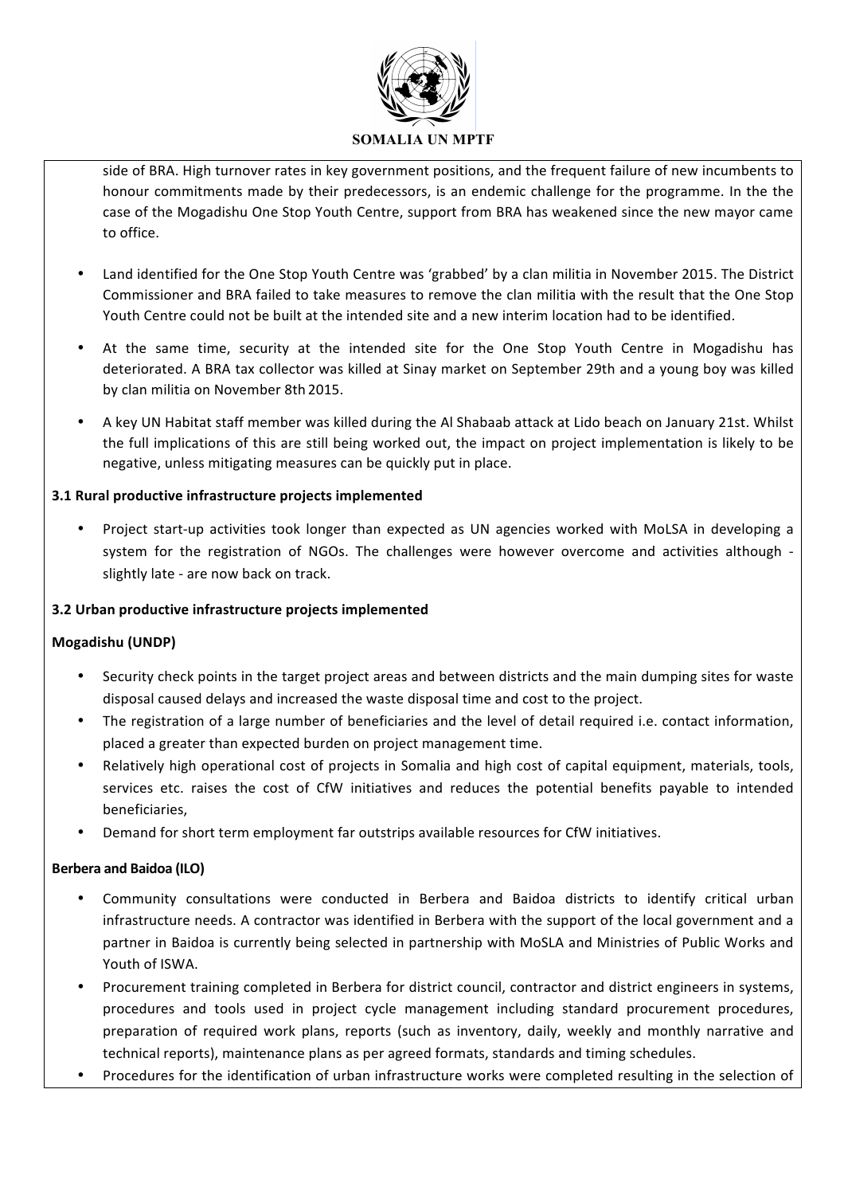side of BRA. High turnover rates in key government positions, and the frequent failure of new incumbents to honour commitments made by their predecessors, is an endemic challenge for the programme. In the the case of the Mogadishu One Stop Youth Centre, support from BRA has weakened since the new mayor came to office.

- Land identified for the One Stop Youth Centre was 'grabbed' by a clan militia in November 2015. The District Commissioner and BRA failed to take measures to remove the clan militia with the result that the One Stop Youth Centre could not be built at the intended site and a new interim location had to be identified.
- At the same time, security at the intended site for the One Stop Youth Centre in Mogadishu has deteriorated. A BRA tax collector was killed at Sinay market on September 29th and a young boy was killed by clan militia on November 8th 2015.
- A key UN Habitat staff member was killed during the Al Shabaab attack at Lido beach on January 21st. Whilst the full implications of this are still being worked out, the impact on project implementation is likely to be negative, unless mitigating measures can be quickly put in place.

**3.1 Rural productive infrastructure projects implemented**

- Project start-up activities took longer than expected as UN agencies worked with MoLSA in developing a system for the registration of NGOs. The challenges were however overcome and activities although - slightly late - are now back on track.

**3.2 Urban productive infrastructure projects implemented**

**Mogadishu (UNDP)**

- Security check points in the target project areas and between districts and the main dumping sites for waste disposal caused delays and increased the waste disposal time and cost to the project.
- The registration of a large number of beneficiaries and the level of detail required i.e. contact information, placed a greater than expected burden on project management time.
- Relatively high operational cost of projects in Somalia and high cost of capital equipment, materials, tools, services etc. raises the cost of CfW initiatives and reduces the potential benefits payable to intended beneficiaries,
- Demand for short term employment far outstrips available resources for CfW initiatives.

**Berbera and Baidoa (ILO)**

- Community consultations were conducted in Berbera and Baidoa districts to identify critical urban infrastructure needs. A contractor was identified in Berbera with the support of the local government and a partner in Baidoa is currently being selected in partnership with MoSLA and Ministries of Public Works and Youth of ISWA.
- Procurement training completed in Berbera for district council, contractor and district engineers in systems, procedures and tools used in project cycle management including standard procurement procedures, preparation of required work plans, reports (such as inventory, daily, weekly and monthly narrative and technical reports), maintenance plans as per agreed formats, standards and timing schedules.
- Procedures for the identification of urban infrastructure works were completed resulting in the selection of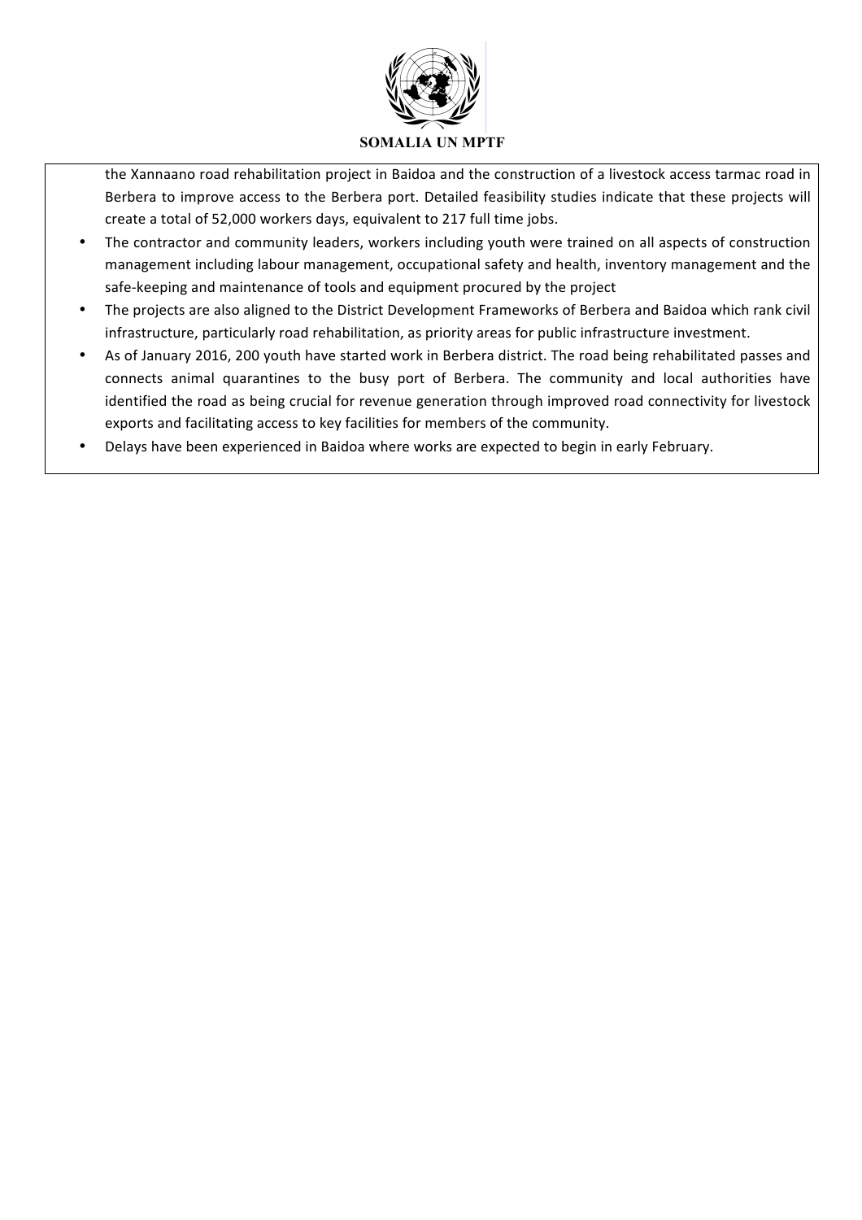the Xannaano road rehabilitation project in Baidoa and the construction of a livestock access tarmac road in Berbera to improve access to the Berbera port. Detailed feasibility studies indicate that these projects will create a total of 52,000 workers days, equivalent to 217 full time jobs.

- The contractor and community leaders, workers including youth were trained on all aspects of construction management including labour management, occupational safety and health, inventory management and the safe-keeping and maintenance of tools and equipment procured by the project
- The projects are also aligned to the District Development Frameworks of Berbera and Baidoa which rank civil infrastructure, particularly road rehabilitation, as priority areas for public infrastructure investment.
- As of January 2016, 200 youth have started work in Berbera district. The road being rehabilitated passes and connects animal quarantines to the busy port of Berbera. The community and local authorities have identified the road as being crucial for revenue generation through improved road connectivity for livestock exports and facilitating access to key facilities for members of the community.
- Delays have been experienced in Baidoa where works are expected to begin in early February.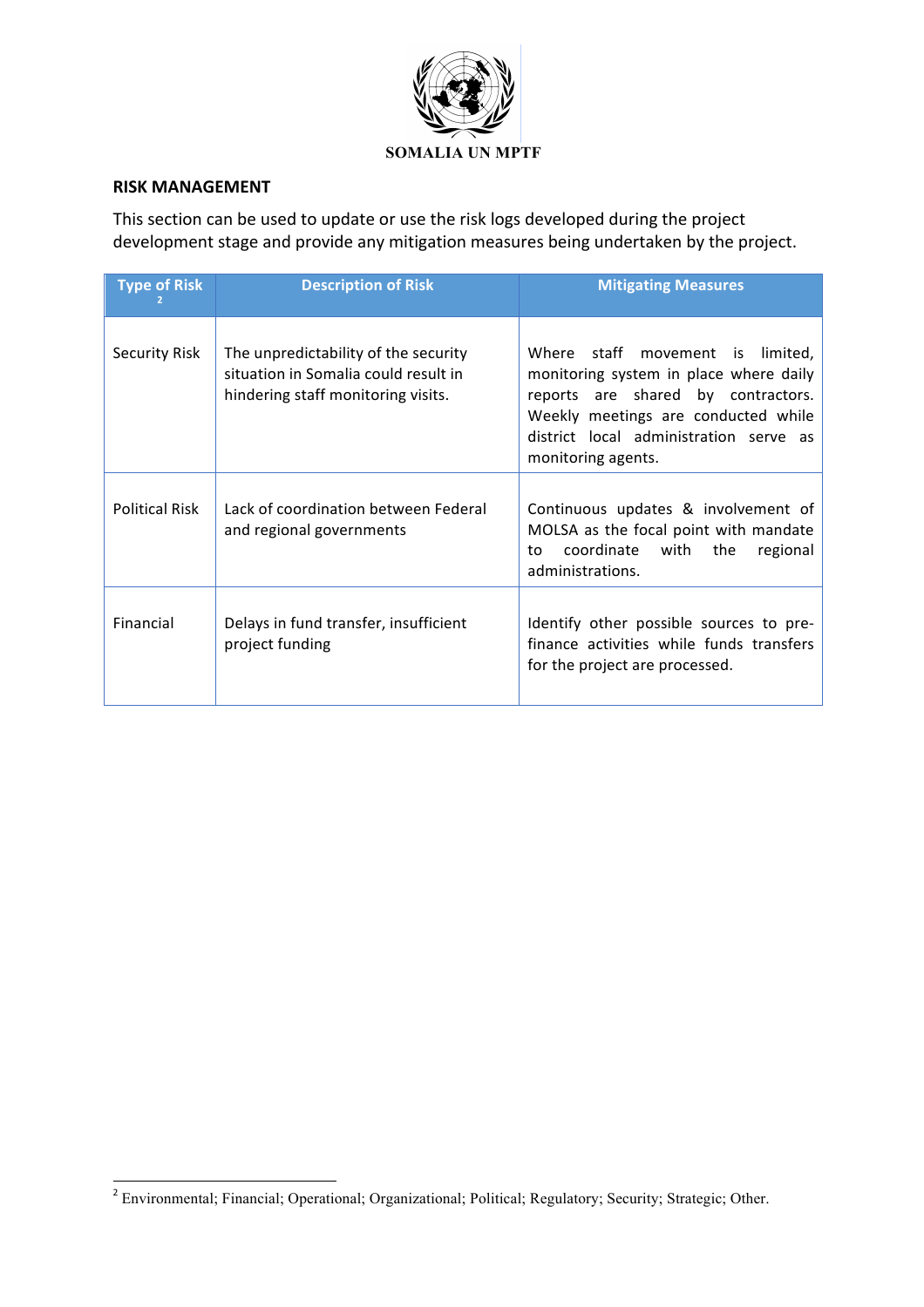SOMALIA UN MPTF

## RISK MANAGEMENT

This section can be used to update or use the risk logs developed during the project development stage and provide any mitigation measures being undertaken by the project.

| Type of Risk [2] | Description of Risk | Mitigating Measures |
|---|---|---|
| Security Risk | The unpredictability of the security situation in Somalia could result in hindering staff monitoring visits. | Where staff movement is limited, monitoring system in place where daily reports are shared by contractors. Weekly meetings are conducted while district local administration serve as monitoring agents. |
| Political Risk | Lack of coordination between Federal and regional governments | Continuous updates & involvement of MOLSA as the focal point with mandate to coordinate with the regional administrations. |
| Financial | Delays in fund transfer, insufficient project funding | Identify other possible sources to pre-finance activities while funds transfers for the project are processed. |

[2] Environmental; Financial; Operational; Organizational; Political; Regulatory; Security; Strategic; Other.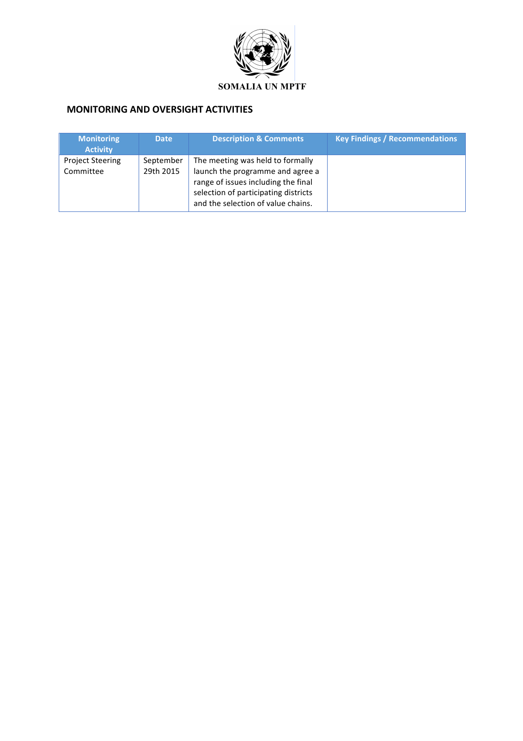SOMALIA UN MPTF

## MONITORING AND OVERSIGHT ACTIVITIES

| Monitoring Activity | Date | Description & Comments | Key Findings / Recommendations |
|---|---|---|---|
| Project Steering Committee | September 29th 2015 | The meeting was held to formally launch the programme and agree a range of issues including the final selection of participating districts and the selection of value chains. | |